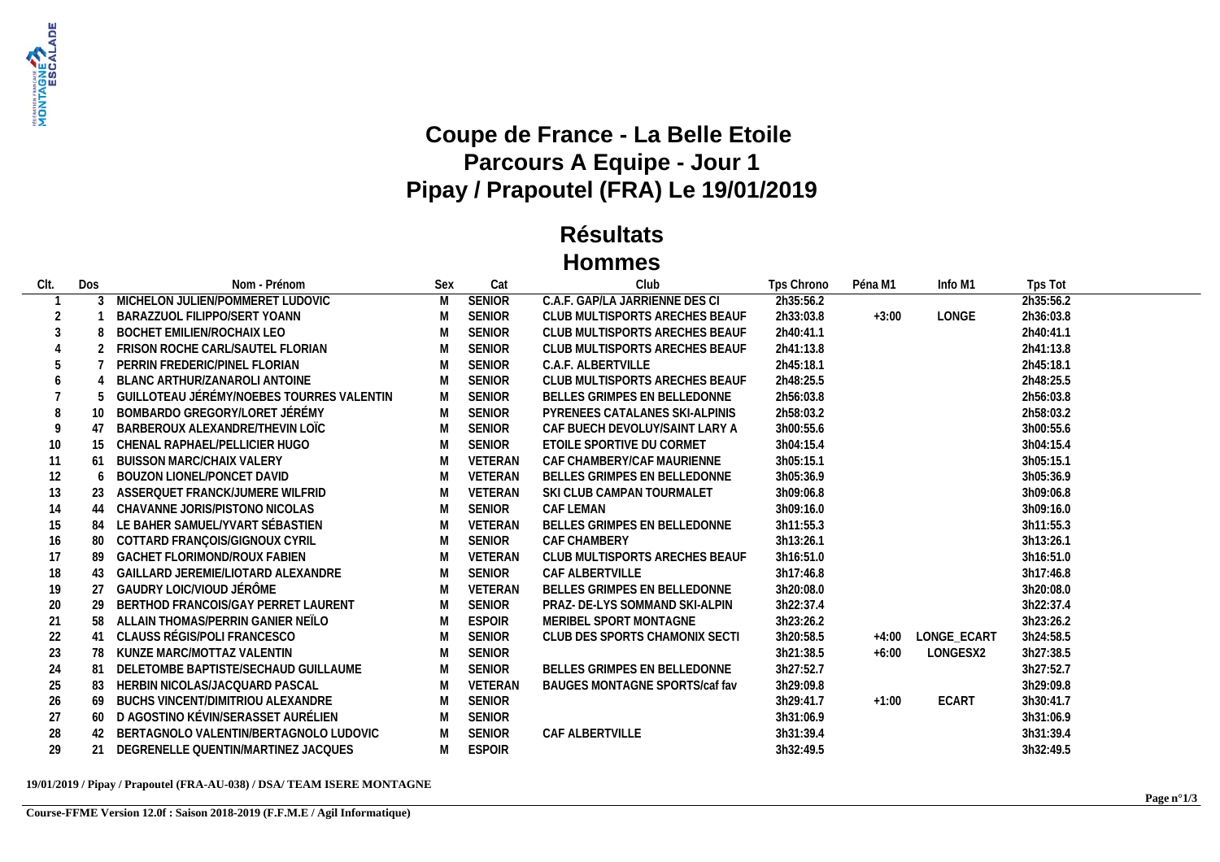# Coupe de France - La Belle Etoile

## Parcours A Equipe - Jour 1

## Pipay / Prapoutel (FRA) Le 19/01/2019

## Résultats

## Hommes

| Clt. | Dos | Nom - Prénom | Sex | Cat | Club | Tps Chrono | Péna M1 | Info M1 | Tps Tot |
|---|---|---|---|---|---|---|---|---|---|
| 1 | 3 | MICHELON JULIEN/POMMERET LUDOVIC | M | SENIOR | C.A.F. GAP/LA JARRIENNE DES CI | 2h35:56.2 | | | 2h35:56.2 |
| 2 | 1 | BARAZZUOL FILIPPO/SERT YOANN | M | SENIOR | CLUB MULTISPORTS ARECHES BEAUF | 2h33:03.8 | +3:00 | LONGE | 2h36:03.8 |
| 3 | 8 | BOCHET EMILIEN/ROCHAIX LEO | M | SENIOR | CLUB MULTISPORTS ARECHES BEAUF | 2h40:41.1 | | | 2h40:41.1 |
| 4 | 2 | FRISON ROCHE CARL/SAUTEL FLORIAN | M | SENIOR | CLUB MULTISPORTS ARECHES BEAUF | 2h41:13.8 | | | 2h41:13.8 |
| 5 | 7 | PERRIN FREDERIC/PINEL FLORIAN | M | SENIOR | C.A.F. ALBERTVILLE | 2h45:18.1 | | | 2h45:18.1 |
| 6 | 4 | BLANC ARTHUR/ZANAROLI ANTOINE | M | SENIOR | CLUB MULTISPORTS ARECHES BEAUF | 2h48:25.5 | | | 2h48:25.5 |
| 7 | 5 | GUILLOTEAU JÉRÉMY/NOEBES TOURRES VALENTIN | M | SENIOR | BELLES GRIMPES EN BELLEDONNE | 2h56:03.8 | | | 2h56:03.8 |
| 8 | 10 | BOMBARDO GREGORY/LORET JÉRÉMY | M | SENIOR | PYRENEES CATALANES SKI-ALPINIS | 2h58:03.2 | | | 2h58:03.2 |
| 9 | 47 | BARBEROUX ALEXANDRE/THEVIN LOÏC | M | SENIOR | CAF BUECH DEVOLUY/SAINT LARY A | 3h00:55.6 | | | 3h00:55.6 |
| 10 | 15 | CHENAL RAPHAEL/PELLICIER HUGO | M | SENIOR | ETOILE SPORTIVE DU CORMET | 3h04:15.4 | | | 3h04:15.4 |
| 11 | 61 | BUISSON MARC/CHAIX VALERY | M | VETERAN | CAF CHAMBERY/CAF MAURIENNE | 3h05:15.1 | | | 3h05:15.1 |
| 12 | 6 | BOUZON LIONEL/PONCET DAVID | M | VETERAN | BELLES GRIMPES EN BELLEDONNE | 3h05:36.9 | | | 3h05:36.9 |
| 13 | 23 | ASSERQUET FRANCK/JUMERE WILFRID | M | VETERAN | SKI CLUB CAMPAN TOURMALET | 3h09:06.8 | | | 3h09:06.8 |
| 14 | 44 | CHAVANNE JORIS/PISTONO NICOLAS | M | SENIOR | CAF LEMAN | 3h09:16.0 | | | 3h09:16.0 |
| 15 | 84 | LE BAHER SAMUEL/YVART SÉBASTIEN | M | VETERAN | BELLES GRIMPES EN BELLEDONNE | 3h11:55.3 | | | 3h11:55.3 |
| 16 | 80 | COTTARD FRANÇOIS/GIGNOUX CYRIL | M | SENIOR | CAF CHAMBERY | 3h13:26.1 | | | 3h13:26.1 |
| 17 | 89 | GACHET FLORIMOND/ROUX FABIEN | M | VETERAN | CLUB MULTISPORTS ARECHES BEAUF | 3h16:51.0 | | | 3h16:51.0 |
| 18 | 43 | GAILLARD JEREMIE/LIOTARD ALEXANDRE | M | SENIOR | CAF ALBERTVILLE | 3h17:46.8 | | | 3h17:46.8 |
| 19 | 27 | GAUDRY LOIC/VIOUD JÉRÔME | M | VETERAN | BELLES GRIMPES EN BELLEDONNE | 3h20:08.0 | | | 3h20:08.0 |
| 20 | 29 | BERTHOD FRANCOIS/GAY PERRET LAURENT | M | SENIOR | PRAZ- DE-LYS SOMMAND SKI-ALPIN | 3h22:37.4 | | | 3h22:37.4 |
| 21 | 58 | ALLAIN THOMAS/PERRIN GANIER NEÏLO | M | ESPOIR | MERIBEL SPORT MONTAGNE | 3h23:26.2 | | | 3h23:26.2 |
| 22 | 41 | CLAUSS RÉGIS/POLI FRANCESCO | M | SENIOR | CLUB DES SPORTS CHAMONIX SECTI | 3h20:58.5 | +4:00 | LONGE_ECART | 3h24:58.5 |
| 23 | 78 | KUNZE MARC/MOTTAZ VALENTIN | M | SENIOR | | 3h21:38.5 | +6:00 | LONGESX2 | 3h27:38.5 |
| 24 | 81 | DELETOMBE BAPTISTE/SECHAUD GUILLAUME | M | SENIOR | BELLES GRIMPES EN BELLEDONNE | 3h27:52.7 | | | 3h27:52.7 |
| 25 | 83 | HERBIN NICOLAS/JACQUARD PASCAL | M | VETERAN | BAUGES MONTAGNE SPORTS/caf fav | 3h29:09.8 | | | 3h29:09.8 |
| 26 | 69 | BUCHS VINCENT/DIMITRIOU ALEXANDRE | M | SENIOR | | 3h29:41.7 | +1:00 | ECART | 3h30:41.7 |
| 27 | 60 | D AGOSTINO KÉVIN/SERASSET AURÉLIEN | M | SENIOR | | 3h31:06.9 | | | 3h31:06.9 |
| 28 | 42 | BERTAGNOLO VALENTIN/BERTAGNOLO LUDOVIC | M | SENIOR | CAF ALBERTVILLE | 3h31:39.4 | | | 3h31:39.4 |
| 29 | 21 | DEGRENELLE QUENTIN/MARTINEZ JACQUES | M | ESPOIR | | 3h32:49.5 | | | 3h32:49.5 |

**19/01/2019 / Pipay / Prapoutel (FRA-AU-038) / DSA/ TEAM ISERE MONTAGNE**

**Course-FFME Version 12.0f : Saison 2018-2019 (F.F.M.E / Agil Informatique)**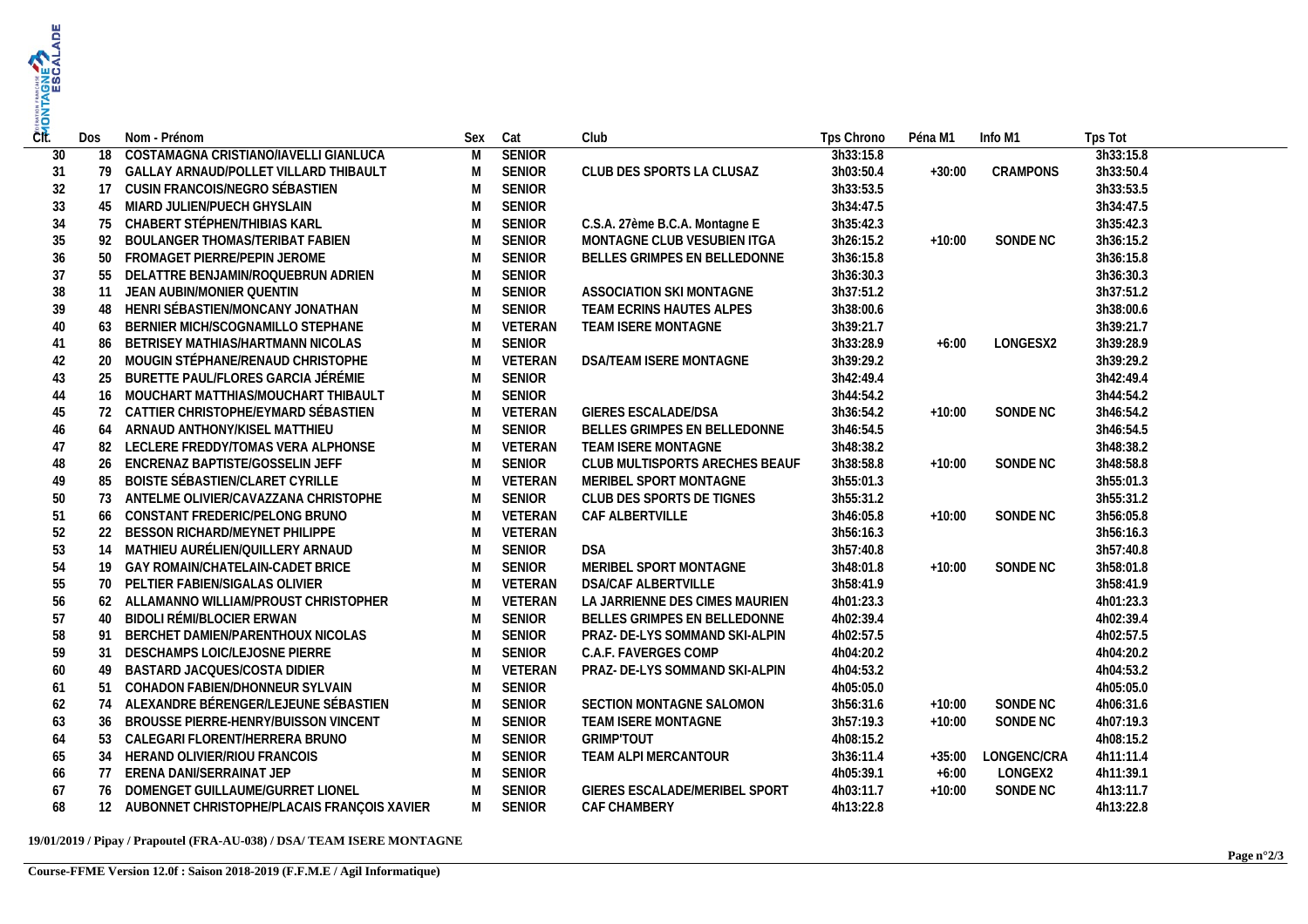| Clt. | Dos | Nom - Prénom | Sex | Cat | Club | Tps Chrono | Péna M1 | Info M1 | Tps Tot |
|---|---|---|---|---|---|---|---|---|---|
| 30 | 18 | COSTAMAGNA CRISTIANO/IAVELLI GIANLUCA | M | SENIOR | | 3h33:15.8 | | | 3h33:15.8 |
| 31 | 79 | GALLAY ARNAUD/POLLET VILLARD THIBAULT | M | SENIOR | CLUB DES SPORTS LA CLUSAZ | 3h03:50.4 | +30:00 | CRAMPONS | 3h33:50.4 |
| 32 | 17 | CUSIN FRANCOIS/NEGRO SÉBASTIEN | M | SENIOR | | 3h33:53.5 | | | 3h33:53.5 |
| 33 | 45 | MIARD JULIEN/PUECH GHYSLAIN | M | SENIOR | | 3h34:47.5 | | | 3h34:47.5 |
| 34 | 75 | CHABERT STÉPHEN/THIBIAS KARL | M | SENIOR | C.S.A. 27ème B.C.A. Montagne E | 3h35:42.3 | | | 3h35:42.3 |
| 35 | 92 | BOULANGER THOMAS/TERIBAT FABIEN | M | SENIOR | MONTAGNE CLUB VESUBIEN ITGA | 3h26:15.2 | +10:00 | SONDE NC | 3h36:15.2 |
| 36 | 50 | FROMAGET PIERRE/PEPIN JEROME | M | SENIOR | BELLES GRIMPES EN BELLEDONNE | 3h36:15.8 | | | 3h36:15.8 |
| 37 | 55 | DELATTRE BENJAMIN/ROQUEBRUN ADRIEN | M | SENIOR | | 3h36:30.3 | | | 3h36:30.3 |
| 38 | 11 | JEAN AUBIN/MONIER QUENTIN | M | SENIOR | ASSOCIATION SKI MONTAGNE | 3h37:51.2 | | | 3h37:51.2 |
| 39 | 48 | HENRI SÉBASTIEN/MONCANY JONATHAN | M | SENIOR | TEAM ECRINS HAUTES ALPES | 3h38:00.6 | | | 3h38:00.6 |
| 40 | 63 | BERNIER MICH/SCOGNAMILLO STEPHANE | M | VETERAN | TEAM ISERE MONTAGNE | 3h39:21.7 | | | 3h39:21.7 |
| 41 | 86 | BETRISEY MATHIAS/HARTMANN NICOLAS | M | SENIOR | | 3h33:28.9 | +6:00 | LONGESX2 | 3h39:28.9 |
| 42 | 20 | MOUGIN STÉPHANE/RENAUD CHRISTOPHE | M | VETERAN | DSA/TEAM ISERE MONTAGNE | 3h39:29.2 | | | 3h39:29.2 |
| 43 | 25 | BURETTE PAUL/FLORES GARCIA JÉRÉMIE | M | SENIOR | | 3h42:49.4 | | | 3h42:49.4 |
| 44 | 16 | MOUCHART MATTHIAS/MOUCHART THIBAULT | M | SENIOR | | 3h44:54.2 | | | 3h44:54.2 |
| 45 | 72 | CATTIER CHRISTOPHE/EYMARD SÉBASTIEN | M | VETERAN | GIERES ESCALADE/DSA | 3h36:54.2 | +10:00 | SONDE NC | 3h46:54.2 |
| 46 | 64 | ARNAUD ANTHONY/KISEL MATTHIEU | M | SENIOR | BELLES GRIMPES EN BELLEDONNE | 3h46:54.5 | | | 3h46:54.5 |
| 47 | 82 | LECLERE FREDDY/TOMAS VERA ALPHONSE | M | VETERAN | TEAM ISERE MONTAGNE | 3h48:38.2 | | | 3h48:38.2 |
| 48 | 26 | ENCRENAZ BAPTISTE/GOSSELIN JEFF | M | SENIOR | CLUB MULTISPORTS ARECHES BEAUF | 3h38:58.8 | +10:00 | SONDE NC | 3h48:58.8 |
| 49 | 85 | BOISTE SÉBASTIEN/CLARET CYRILLE | M | VETERAN | MERIBEL SPORT MONTAGNE | 3h55:01.3 | | | 3h55:01.3 |
| 50 | 73 | ANTELME OLIVIER/CAVAZZANA CHRISTOPHE | M | SENIOR | CLUB DES SPORTS DE TIGNES | 3h55:31.2 | | | 3h55:31.2 |
| 51 | 66 | CONSTANT FREDERIC/PELONG BRUNO | M | VETERAN | CAF ALBERTVILLE | 3h46:05.8 | +10:00 | SONDE NC | 3h56:05.8 |
| 52 | 22 | BESSON RICHARD/MEYNET PHILIPPE | M | VETERAN | | 3h56:16.3 | | | 3h56:16.3 |
| 53 | 14 | MATHIEU AURÉLIEN/QUILLERY ARNAUD | M | SENIOR | DSA | 3h57:40.8 | | | 3h57:40.8 |
| 54 | 19 | GAY ROMAIN/CHATELAIN-CADET BRICE | M | SENIOR | MERIBEL SPORT MONTAGNE | 3h48:01.8 | +10:00 | SONDE NC | 3h58:01.8 |
| 55 | 70 | PELTIER FABIEN/SIGALAS OLIVIER | M | VETERAN | DSA/CAF ALBERTVILLE | 3h58:41.9 | | | 3h58:41.9 |
| 56 | 62 | ALLAMANNO WILLIAM/PROUST CHRISTOPHER | M | VETERAN | LA JARRIENNE DES CIMES MAURIEN | 4h01:23.3 | | | 4h01:23.3 |
| 57 | 40 | BIDOLI RÉMI/BLOCIER ERWAN | M | SENIOR | BELLES GRIMPES EN BELLEDONNE | 4h02:39.4 | | | 4h02:39.4 |
| 58 | 91 | BERCHET DAMIEN/PARENTHOUX NICOLAS | M | SENIOR | PRAZ- DE-LYS SOMMAND SKI-ALPIN | 4h02:57.5 | | | 4h02:57.5 |
| 59 | 31 | DESCHAMPS LOIC/LEJOSNE PIERRE | M | SENIOR | C.A.F. FAVERGES COMP | 4h04:20.2 | | | 4h04:20.2 |
| 60 | 49 | BASTARD JACQUES/COSTA DIDIER | M | VETERAN | PRAZ- DE-LYS SOMMAND SKI-ALPIN | 4h04:53.2 | | | 4h04:53.2 |
| 61 | 51 | COHADON FABIEN/DHONNEUR SYLVAIN | M | SENIOR | | 4h05:05.0 | | | 4h05:05.0 |
| 62 | 74 | ALEXANDRE BÉRENGER/LEJEUNE SÉBASTIEN | M | SENIOR | SECTION MONTAGNE SALOMON | 3h56:31.6 | +10:00 | SONDE NC | 4h06:31.6 |
| 63 | 36 | BROUSSE PIERRE-HENRY/BUISSON VINCENT | M | SENIOR | TEAM ISERE MONTAGNE | 3h57:19.3 | +10:00 | SONDE NC | 4h07:19.3 |
| 64 | 53 | CALEGARI FLORENT/HERRERA BRUNO | M | SENIOR | GRIMP'TOUT | 4h08:15.2 | | | 4h08:15.2 |
| 65 | 34 | HERAND OLIVIER/RIOU FRANCOIS | M | SENIOR | TEAM ALPI MERCANTOUR | 3h36:11.4 | +35:00 | LONGENC/CRA | 4h11:11.4 |
| 66 | 77 | ERENA DANI/SERRAINAT JEP | M | SENIOR | | 4h05:39.1 | +6:00 | LONGEX2 | 4h11:39.1 |
| 67 | 76 | DOMENGET GUILLAUME/GURRET LIONEL | M | SENIOR | GIERES ESCALADE/MERIBEL SPORT | 4h03:11.7 | +10:00 | SONDE NC | 4h13:11.7 |
| 68 | 12 | AUBONNET CHRISTOPHE/PLACAIS FRANÇOIS XAVIER | M | SENIOR | CAF CHAMBERY | 4h13:22.8 | | | 4h13:22.8 |

**19/01/2019 / Pipay / Prapoutel (FRA-AU-038) / DSA/ TEAM ISERE MONTAGNE**

**Course-FFME Version 12.0f : Saison 2018-2019 (F.F.M.E / Agil Informatique)**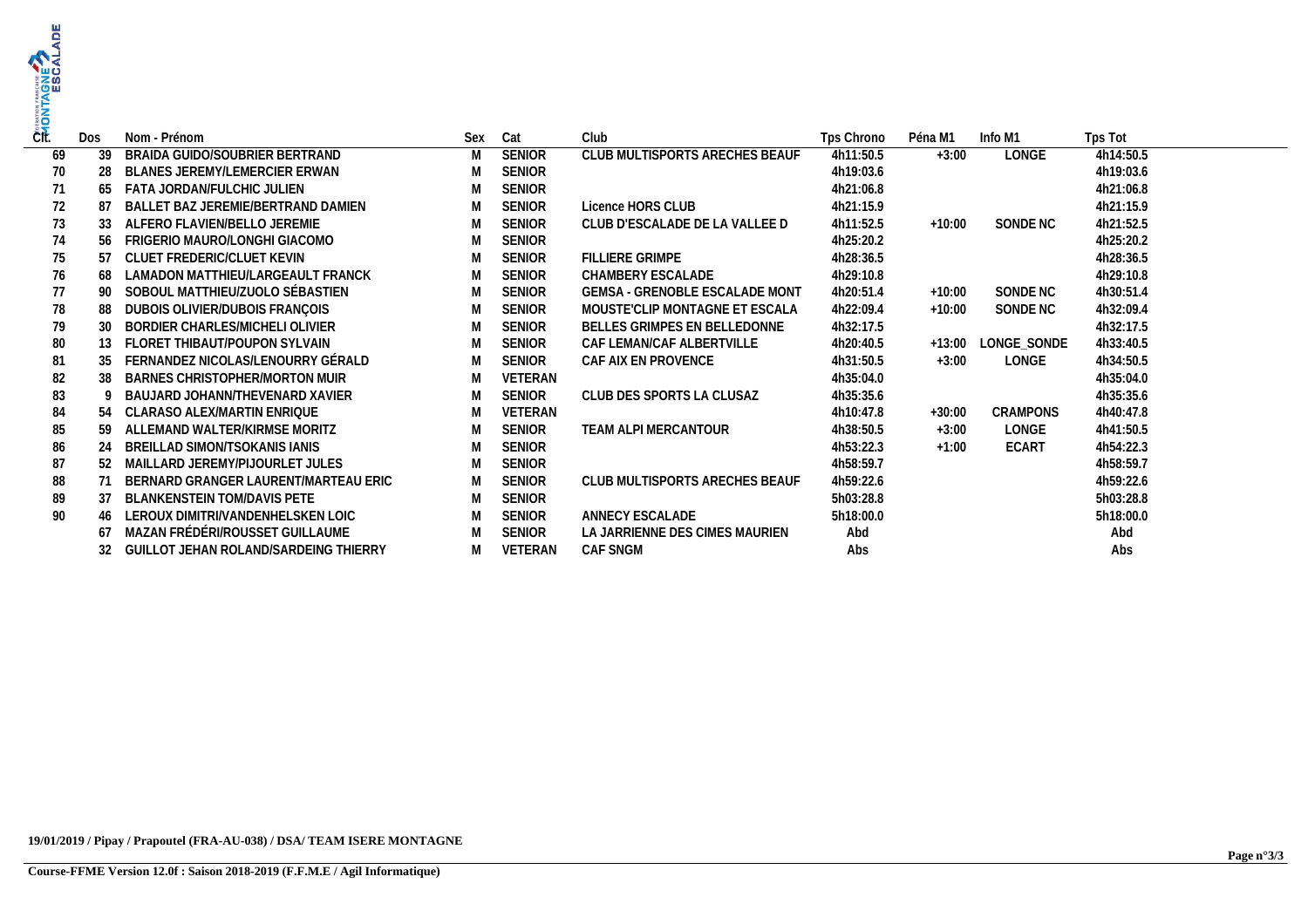| Clt. | Dos | Nom - Prénom | Sex | Cat | Club | Tps Chrono | Péna M1 | Info M1 | Tps Tot |
|---|---|---|---|---|---|---|---|---|---|
| 69 | 39 | BRAIDA GUIDO/SOUBRIER BERTRAND | M | SENIOR | CLUB MULTISPORTS ARECHES BEAUF | 4h11:50.5 | +3:00 | LONGE | 4h14:50.5 |
| 70 | 28 | BLANES JEREMY/LEMERCIER ERWAN | M | SENIOR | | 4h19:03.6 | | | 4h19:03.6 |
| 71 | 65 | FATA JORDAN/FULCHIC JULIEN | M | SENIOR | | 4h21:06.8 | | | 4h21:06.8 |
| 72 | 87 | BALLET BAZ JEREMIE/BERTRAND DAMIEN | M | SENIOR | Licence HORS CLUB | 4h21:15.9 | | | 4h21:15.9 |
| 73 | 33 | ALFERO FLAVIEN/BELLO JEREMIE | M | SENIOR | CLUB D'ESCALADE DE LA VALLEE D | 4h11:52.5 | +10:00 | SONDE NC | 4h21:52.5 |
| 74 | 56 | FRIGERIO MAURO/LONGHI GIACOMO | M | SENIOR | | 4h25:20.2 | | | 4h25:20.2 |
| 75 | 57 | CLUET FREDERIC/CLUET KEVIN | M | SENIOR | FILLIERE GRIMPE | 4h28:36.5 | | | 4h28:36.5 |
| 76 | 68 | LAMADON MATTHIEU/LARGEAULT FRANCK | M | SENIOR | CHAMBERY ESCALADE | 4h29:10.8 | | | 4h29:10.8 |
| 77 | 90 | SOBOUL MATTHIEU/ZUOLO SÉBASTIEN | M | SENIOR | GEMSA - GRENOBLE ESCALADE MONT | 4h20:51.4 | +10:00 | SONDE NC | 4h30:51.4 |
| 78 | 88 | DUBOIS OLIVIER/DUBOIS FRANÇOIS | M | SENIOR | MOUSTE'CLIP MONTAGNE ET ESCALA | 4h22:09.4 | +10:00 | SONDE NC | 4h32:09.4 |
| 79 | 30 | BORDIER CHARLES/MICHELI OLIVIER | M | SENIOR | BELLES GRIMPES EN BELLEDONNE | 4h32:17.5 | | | 4h32:17.5 |
| 80 | 13 | FLORET THIBAUT/POUPON SYLVAIN | M | SENIOR | CAF LEMAN/CAF ALBERTVILLE | 4h20:40.5 | +13:00 | LONGE_SONDE | 4h33:40.5 |
| 81 | 35 | FERNANDEZ NICOLAS/LENOURRY GÉRALD | M | SENIOR | CAF AIX EN PROVENCE | 4h31:50.5 | +3:00 | LONGE | 4h34:50.5 |
| 82 | 38 | BARNES CHRISTOPHER/MORTON MUIR | M | VETERAN | | 4h35:04.0 | | | 4h35:04.0 |
| 83 | 9 | BAUJARD JOHANN/THEVENARD XAVIER | M | SENIOR | CLUB DES SPORTS LA CLUSAZ | 4h35:35.6 | | | 4h35:35.6 |
| 84 | 54 | CLARASO ALEX/MARTIN ENRIQUE | M | VETERAN | | 4h10:47.8 | +30:00 | CRAMPONS | 4h40:47.8 |
| 85 | 59 | ALLEMAND WALTER/KIRMSE MORITZ | M | SENIOR | TEAM ALPI MERCANTOUR | 4h38:50.5 | +3:00 | LONGE | 4h41:50.5 |
| 86 | 24 | BREILLAD SIMON/TSOKANIS IANIS | M | SENIOR | | 4h53:22.3 | +1:00 | ECART | 4h54:22.3 |
| 87 | 52 | MAILLARD JEREMY/PIJOURLET JULES | M | SENIOR | | 4h58:59.7 | | | 4h58:59.7 |
| 88 | 71 | BERNARD GRANGER LAURENT/MARTEAU ERIC | M | SENIOR | CLUB MULTISPORTS ARECHES BEAUF | 4h59:22.6 | | | 4h59:22.6 |
| 89 | 37 | BLANKENSTEIN TOM/DAVIS PETE | M | SENIOR | | 5h03:28.8 | | | 5h03:28.8 |
| 90 | 46 | LEROUX DIMITRI/VANDENHELSKEN LOIC | M | SENIOR | ANNECY ESCALADE | 5h18:00.0 | | | 5h18:00.0 |
| | 67 | MAZAN FRÉDÉRI/ROUSSET GUILLAUME | M | SENIOR | LA JARRIENNE DES CIMES MAURIEN | Abd | | | Abd |
| | 32 | GUILLOT JEHAN ROLAND/SARDEING THIERRY | M | VETERAN | CAF SNGM | Abs | | | Abs |

**19/01/2019 / Pipay / Prapoutel (FRA-AU-038) / DSA/ TEAM ISERE MONTAGNE**